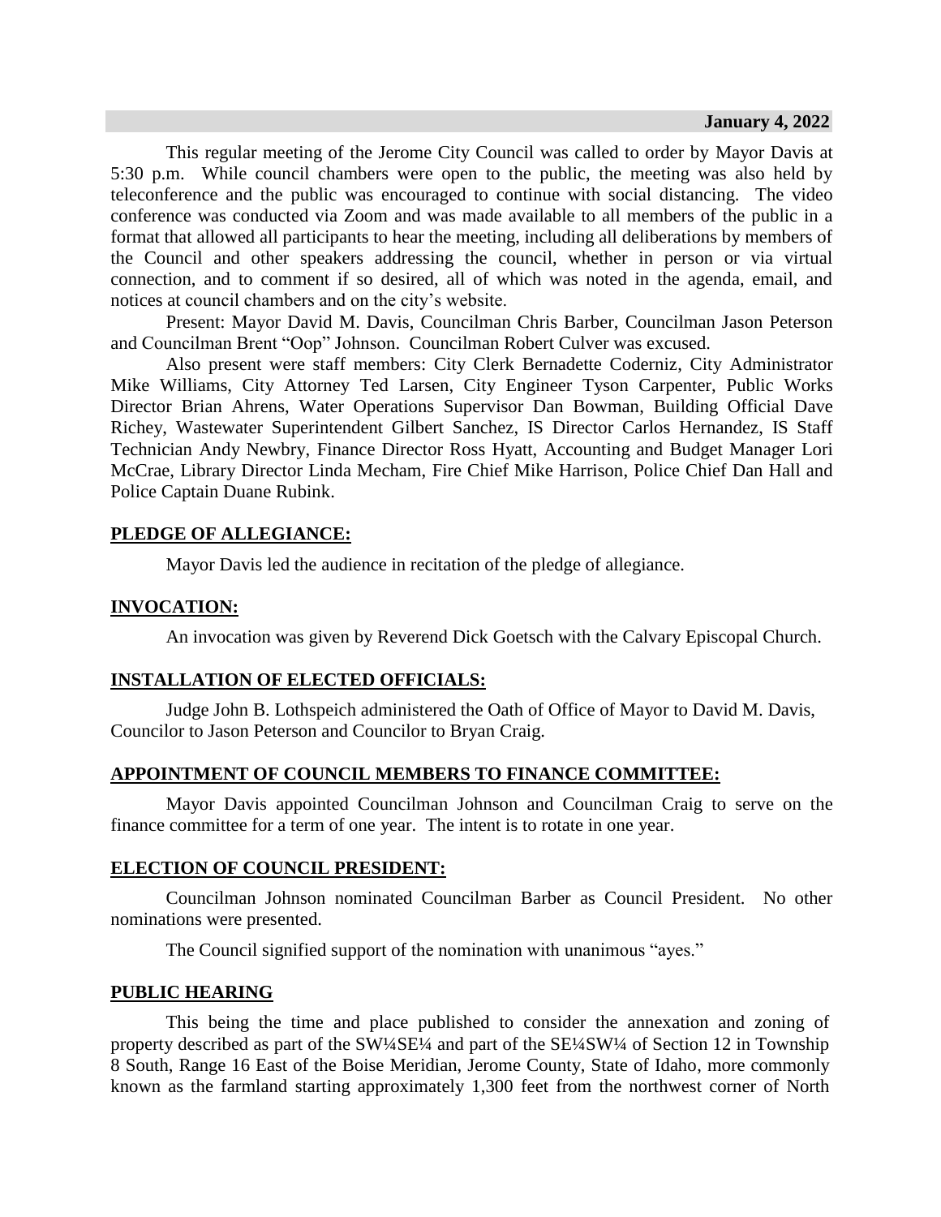**January 4, 2022**

This regular meeting of the Jerome City Council was called to order by Mayor Davis at 5:30 p.m. While council chambers were open to the public, the meeting was also held by teleconference and the public was encouraged to continue with social distancing. The video conference was conducted via Zoom and was made available to all members of the public in a format that allowed all participants to hear the meeting, including all deliberations by members of the Council and other speakers addressing the council, whether in person or via virtual connection, and to comment if so desired, all of which was noted in the agenda, email, and notices at council chambers and on the city's website.

Present: Mayor David M. Davis, Councilman Chris Barber, Councilman Jason Peterson and Councilman Brent "Oop" Johnson. Councilman Robert Culver was excused.

Also present were staff members: City Clerk Bernadette Coderniz, City Administrator Mike Williams, City Attorney Ted Larsen, City Engineer Tyson Carpenter, Public Works Director Brian Ahrens, Water Operations Supervisor Dan Bowman, Building Official Dave Richey, Wastewater Superintendent Gilbert Sanchez, IS Director Carlos Hernandez, IS Staff Technician Andy Newbry, Finance Director Ross Hyatt, Accounting and Budget Manager Lori McCrae, Library Director Linda Mecham, Fire Chief Mike Harrison, Police Chief Dan Hall and Police Captain Duane Rubink.

## PLEDGE OF ALLEGIANCE:

Mayor Davis led the audience in recitation of the pledge of allegiance.

## INVOCATION:

An invocation was given by Reverend Dick Goetsch with the Calvary Episcopal Church.

## INSTALLATION OF ELECTED OFFICIALS:

Judge John B. Lothspeich administered the Oath of Office of Mayor to David M. Davis, Councilor to Jason Peterson and Councilor to Bryan Craig.

## APPOINTMENT OF COUNCIL MEMBERS TO FINANCE COMMITTEE:

Mayor Davis appointed Councilman Johnson and Councilman Craig to serve on the finance committee for a term of one year. The intent is to rotate in one year.

## ELECTION OF COUNCIL PRESIDENT:

Councilman Johnson nominated Councilman Barber as Council President. No other nominations were presented.

The Council signified support of the nomination with unanimous "ayes."

## PUBLIC HEARING

This being the time and place published to consider the annexation and zoning of property described as part of the SW¼SE¼ and part of the SE¼SW¼ of Section 12 in Township 8 South, Range 16 East of the Boise Meridian, Jerome County, State of Idaho, more commonly known as the farmland starting approximately 1,300 feet from the northwest corner of North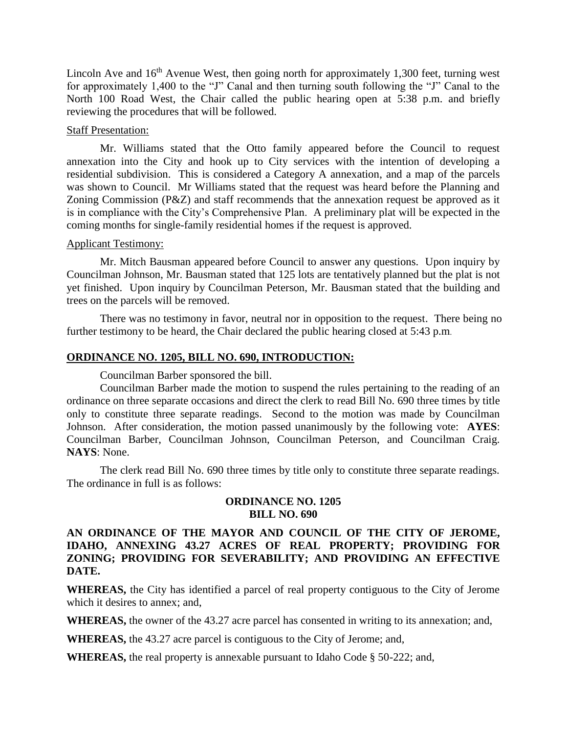Lincoln Ave and 16th Avenue West, then going north for approximately 1,300 feet, turning west for approximately 1,400 to the "J" Canal and then turning south following the "J" Canal to the North 100 Road West, the Chair called the public hearing open at 5:38 p.m. and briefly reviewing the procedures that will be followed.

Staff Presentation:

Mr. Williams stated that the Otto family appeared before the Council to request annexation into the City and hook up to City services with the intention of developing a residential subdivision. This is considered a Category A annexation, and a map of the parcels was shown to Council. Mr Williams stated that the request was heard before the Planning and Zoning Commission (P&Z) and staff recommends that the annexation request be approved as it is in compliance with the City's Comprehensive Plan. A preliminary plat will be expected in the coming months for single-family residential homes if the request is approved.

Applicant Testimony:

Mr. Mitch Bausman appeared before Council to answer any questions. Upon inquiry by Councilman Johnson, Mr. Bausman stated that 125 lots are tentatively planned but the plat is not yet finished. Upon inquiry by Councilman Peterson, Mr. Bausman stated that the building and trees on the parcels will be removed.

There was no testimony in favor, neutral nor in opposition to the request. There being no further testimony to be heard, the Chair declared the public hearing closed at 5:43 p.m.

**ORDINANCE NO. 1205, BILL NO. 690, INTRODUCTION:**

Councilman Barber sponsored the bill.

Councilman Barber made the motion to suspend the rules pertaining to the reading of an ordinance on three separate occasions and direct the clerk to read Bill No. 690 three times by title only to constitute three separate readings. Second to the motion was made by Councilman Johnson. After consideration, the motion passed unanimously by the following vote: **AYES**: Councilman Barber, Councilman Johnson, Councilman Peterson, and Councilman Craig. **NAYS**: None.

The clerk read Bill No. 690 three times by title only to constitute three separate readings. The ordinance in full is as follows:

**ORDINANCE NO. 1205**
**BILL NO. 690**

**AN ORDINANCE OF THE MAYOR AND COUNCIL OF THE CITY OF JEROME, IDAHO, ANNEXING 43.27 ACRES OF REAL PROPERTY; PROVIDING FOR ZONING; PROVIDING FOR SEVERABILITY; AND PROVIDING AN EFFECTIVE DATE.**

**WHEREAS,** the City has identified a parcel of real property contiguous to the City of Jerome which it desires to annex; and,

**WHEREAS,** the owner of the 43.27 acre parcel has consented in writing to its annexation; and,

**WHEREAS,** the 43.27 acre parcel is contiguous to the City of Jerome; and,

**WHEREAS,** the real property is annexable pursuant to Idaho Code § 50-222; and,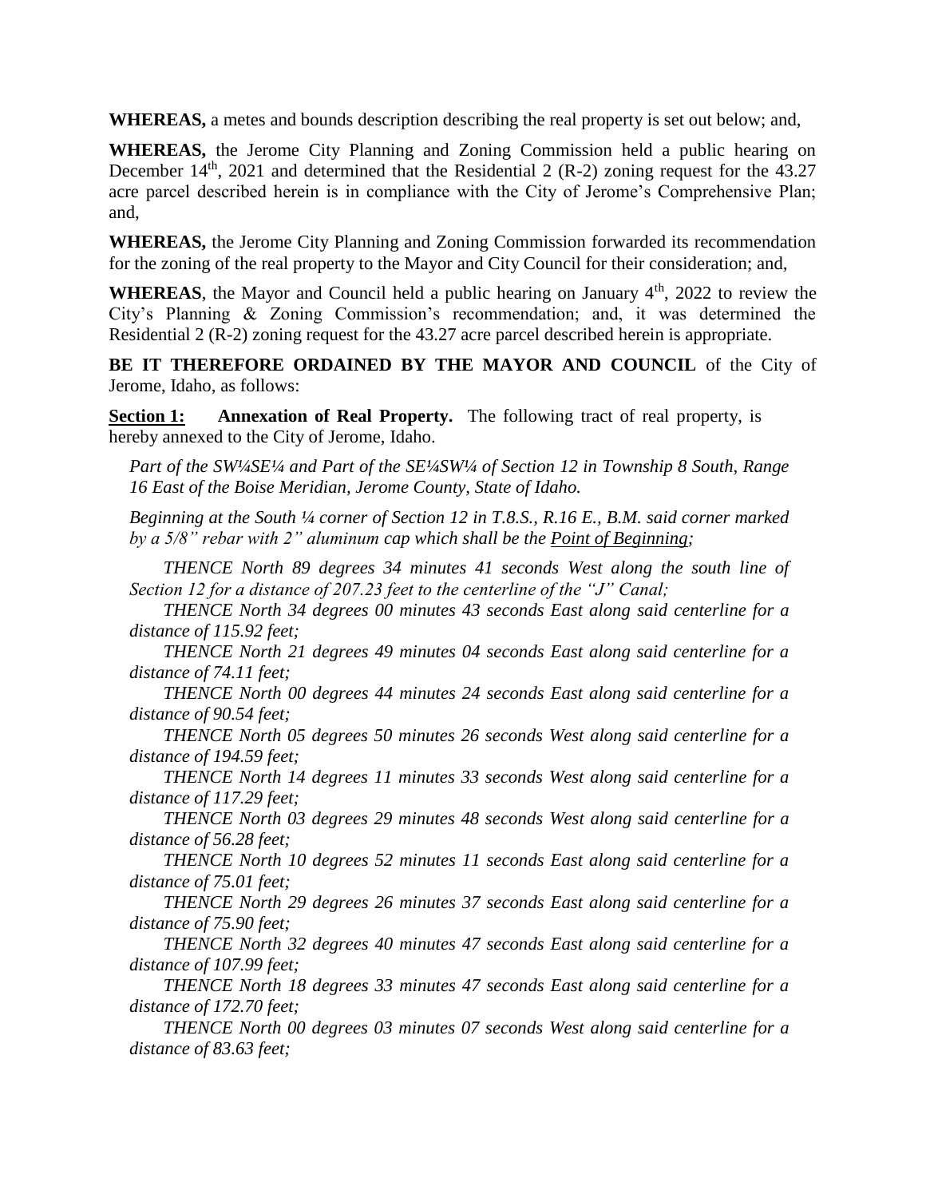**WHEREAS,** a metes and bounds description describing the real property is set out below; and,

**WHEREAS,** the Jerome City Planning and Zoning Commission held a public hearing on December 14th, 2021 and determined that the Residential 2 (R-2) zoning request for the 43.27 acre parcel described herein is in compliance with the City of Jerome's Comprehensive Plan; and,

**WHEREAS,** the Jerome City Planning and Zoning Commission forwarded its recommendation for the zoning of the real property to the Mayor and City Council for their consideration; and,

**WHEREAS**, the Mayor and Council held a public hearing on January 4th, 2022 to review the City's Planning & Zoning Commission's recommendation; and, it was determined the Residential 2 (R-2) zoning request for the 43.27 acre parcel described herein is appropriate.

**BE IT THEREFORE ORDAINED BY THE MAYOR AND COUNCIL** of the City of Jerome, Idaho, as follows:

**Section 1: Annexation of Real Property.** The following tract of real property, is hereby annexed to the City of Jerome, Idaho.

*Part of the SW¼SE¼ and Part of the SE¼SW¼ of Section 12 in Township 8 South, Range 16 East of the Boise Meridian, Jerome County, State of Idaho.*

*Beginning at the South ¼ corner of Section 12 in T.8.S., R.16 E., B.M. said corner marked by a 5/8" rebar with 2" aluminum cap which shall be the Point of Beginning;*

*THENCE North 89 degrees 34 minutes 41 seconds West along the south line of Section 12 for a distance of 207.23 feet to the centerline of the "J" Canal;*

*THENCE North 34 degrees 00 minutes 43 seconds East along said centerline for a distance of 115.92 feet;*

*THENCE North 21 degrees 49 minutes 04 seconds East along said centerline for a distance of 74.11 feet;*

*THENCE North 00 degrees 44 minutes 24 seconds East along said centerline for a distance of 90.54 feet;*

*THENCE North 05 degrees 50 minutes 26 seconds West along said centerline for a distance of 194.59 feet;*

*THENCE North 14 degrees 11 minutes 33 seconds West along said centerline for a distance of 117.29 feet;*

*THENCE North 03 degrees 29 minutes 48 seconds West along said centerline for a distance of 56.28 feet;*

*THENCE North 10 degrees 52 minutes 11 seconds East along said centerline for a distance of 75.01 feet;*

*THENCE North 29 degrees 26 minutes 37 seconds East along said centerline for a distance of 75.90 feet;*

*THENCE North 32 degrees 40 minutes 47 seconds East along said centerline for a distance of 107.99 feet;*

*THENCE North 18 degrees 33 minutes 47 seconds East along said centerline for a distance of 172.70 feet;*

*THENCE North 00 degrees 03 minutes 07 seconds West along said centerline for a distance of 83.63 feet;*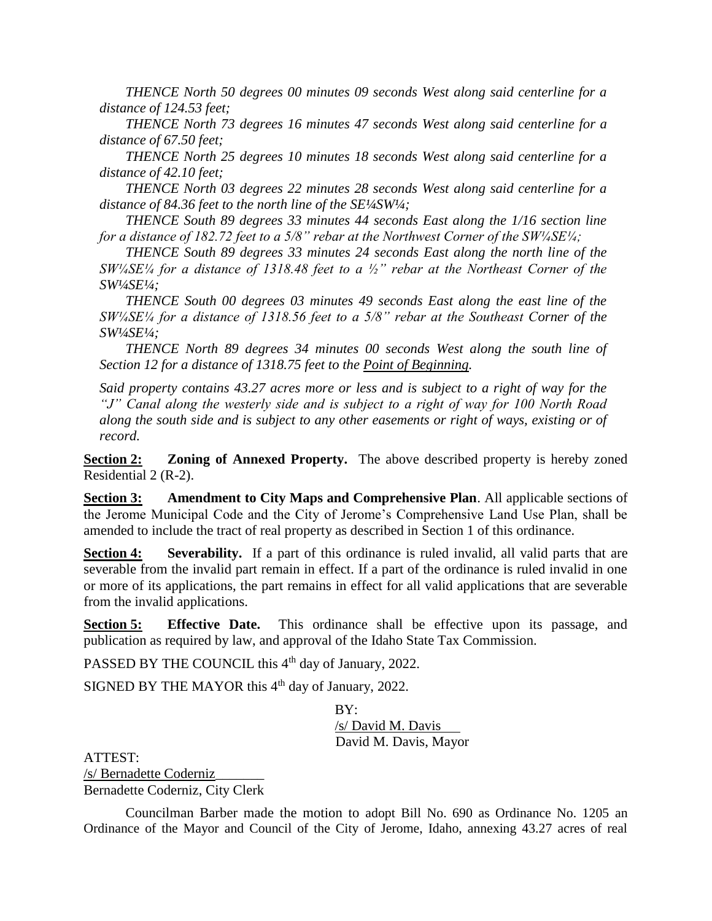*THENCE North 50 degrees 00 minutes 09 seconds West along said centerline for a distance of 124.53 feet;*

*THENCE North 73 degrees 16 minutes 47 seconds West along said centerline for a distance of 67.50 feet;*

*THENCE North 25 degrees 10 minutes 18 seconds West along said centerline for a distance of 42.10 feet;*

*THENCE North 03 degrees 22 minutes 28 seconds West along said centerline for a distance of 84.36 feet to the north line of the SE¼SW¼;*

*THENCE South 89 degrees 33 minutes 44 seconds East along the 1/16 section line for a distance of 182.72 feet to a 5/8" rebar at the Northwest Corner of the SW¼SE¼;*

*THENCE South 89 degrees 33 minutes 24 seconds East along the north line of the SW¼SE¼ for a distance of 1318.48 feet to a ½" rebar at the Northeast Corner of the SW¼SE¼;*

*THENCE South 00 degrees 03 minutes 49 seconds East along the east line of the SW¼SE¼ for a distance of 1318.56 feet to a 5/8" rebar at the Southeast Corner of the SW¼SE¼;*

*THENCE North 89 degrees 34 minutes 00 seconds West along the south line of Section 12 for a distance of 1318.75 feet to the Point of Beginning.*

*Said property contains 43.27 acres more or less and is subject to a right of way for the "J" Canal along the westerly side and is subject to a right of way for 100 North Road along the south side and is subject to any other easements or right of ways, existing or of record.*

**Section 2:** **Zoning of Annexed Property.** The above described property is hereby zoned Residential 2 (R-2).

**Section 3:** **Amendment to City Maps and Comprehensive Plan**. All applicable sections of the Jerome Municipal Code and the City of Jerome's Comprehensive Land Use Plan, shall be amended to include the tract of real property as described in Section 1 of this ordinance.

**Section 4:** **Severability.** If a part of this ordinance is ruled invalid, all valid parts that are severable from the invalid part remain in effect. If a part of the ordinance is ruled invalid in one or more of its applications, the part remains in effect for all valid applications that are severable from the invalid applications.

**Section 5:** **Effective Date.** This ordinance shall be effective upon its passage, and publication as required by law, and approval of the Idaho State Tax Commission.

PASSED BY THE COUNCIL this 4th day of January, 2022.

SIGNED BY THE MAYOR this 4th day of January, 2022.

BY:
/s/ David M. Davis
David M. Davis, Mayor

ATTEST:
/s/ Bernadette Coderniz
Bernadette Coderniz, City Clerk

Councilman Barber made the motion to adopt Bill No. 690 as Ordinance No. 1205 an Ordinance of the Mayor and Council of the City of Jerome, Idaho, annexing 43.27 acres of real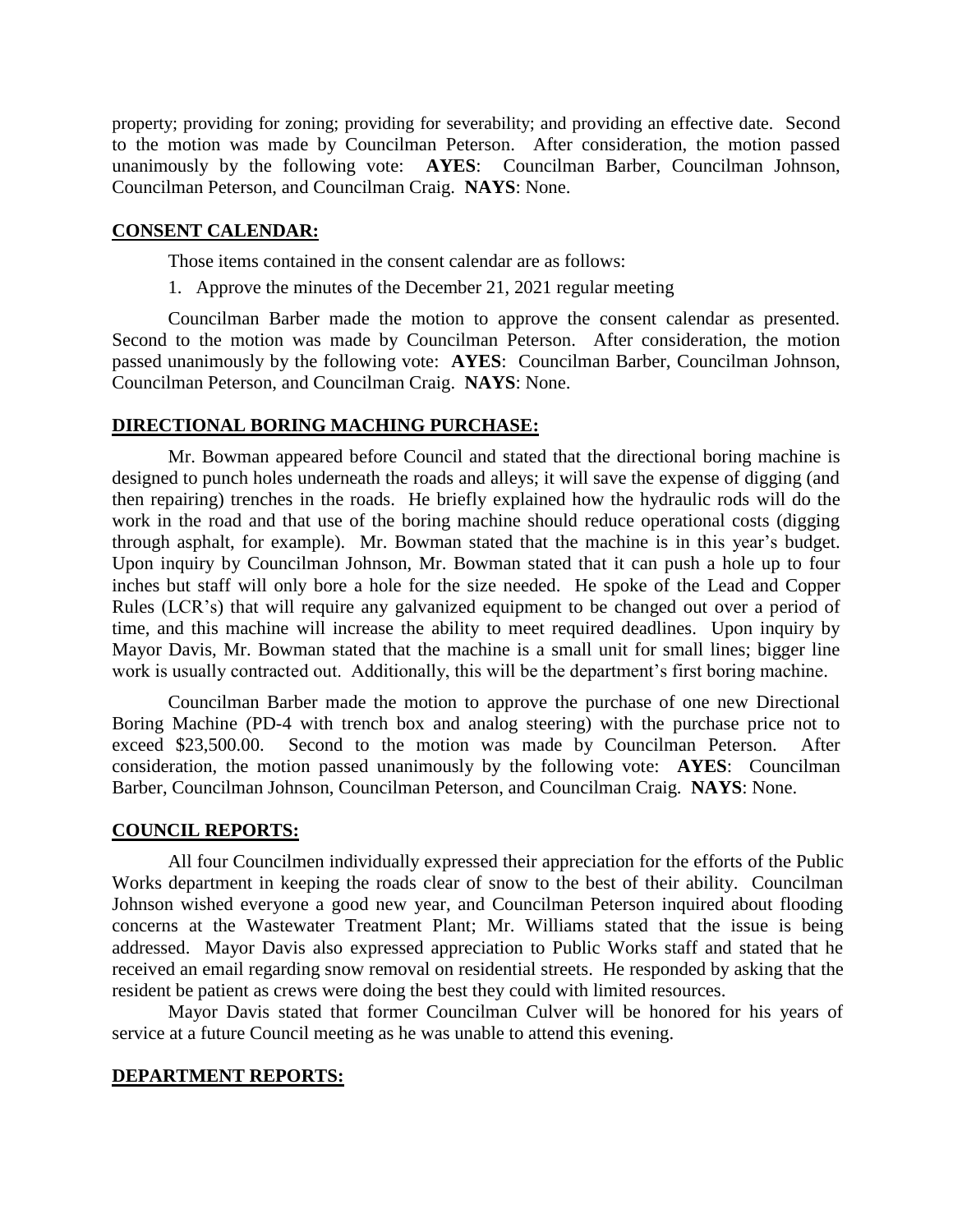property; providing for zoning; providing for severability; and providing an effective date. Second to the motion was made by Councilman Peterson. After consideration, the motion passed unanimously by the following vote: **AYES**: Councilman Barber, Councilman Johnson, Councilman Peterson, and Councilman Craig. **NAYS**: None.

## CONSENT CALENDAR:

Those items contained in the consent calendar are as follows:

1. Approve the minutes of the December 21, 2021 regular meeting

Councilman Barber made the motion to approve the consent calendar as presented. Second to the motion was made by Councilman Peterson. After consideration, the motion passed unanimously by the following vote: **AYES**: Councilman Barber, Councilman Johnson, Councilman Peterson, and Councilman Craig. **NAYS**: None.

## DIRECTIONAL BORING MACHING PURCHASE:

Mr. Bowman appeared before Council and stated that the directional boring machine is designed to punch holes underneath the roads and alleys; it will save the expense of digging (and then repairing) trenches in the roads. He briefly explained how the hydraulic rods will do the work in the road and that use of the boring machine should reduce operational costs (digging through asphalt, for example). Mr. Bowman stated that the machine is in this year's budget. Upon inquiry by Councilman Johnson, Mr. Bowman stated that it can push a hole up to four inches but staff will only bore a hole for the size needed. He spoke of the Lead and Copper Rules (LCR's) that will require any galvanized equipment to be changed out over a period of time, and this machine will increase the ability to meet required deadlines. Upon inquiry by Mayor Davis, Mr. Bowman stated that the machine is a small unit for small lines; bigger line work is usually contracted out. Additionally, this will be the department's first boring machine.

Councilman Barber made the motion to approve the purchase of one new Directional Boring Machine (PD-4 with trench box and analog steering) with the purchase price not to exceed $23,500.00. Second to the motion was made by Councilman Peterson. After consideration, the motion passed unanimously by the following vote: **AYES**: Councilman Barber, Councilman Johnson, Councilman Peterson, and Councilman Craig. **NAYS**: None.

## COUNCIL REPORTS:

All four Councilmen individually expressed their appreciation for the efforts of the Public Works department in keeping the roads clear of snow to the best of their ability. Councilman Johnson wished everyone a good new year, and Councilman Peterson inquired about flooding concerns at the Wastewater Treatment Plant; Mr. Williams stated that the issue is being addressed. Mayor Davis also expressed appreciation to Public Works staff and stated that he received an email regarding snow removal on residential streets. He responded by asking that the resident be patient as crews were doing the best they could with limited resources.

Mayor Davis stated that former Councilman Culver will be honored for his years of service at a future Council meeting as he was unable to attend this evening.

## DEPARTMENT REPORTS: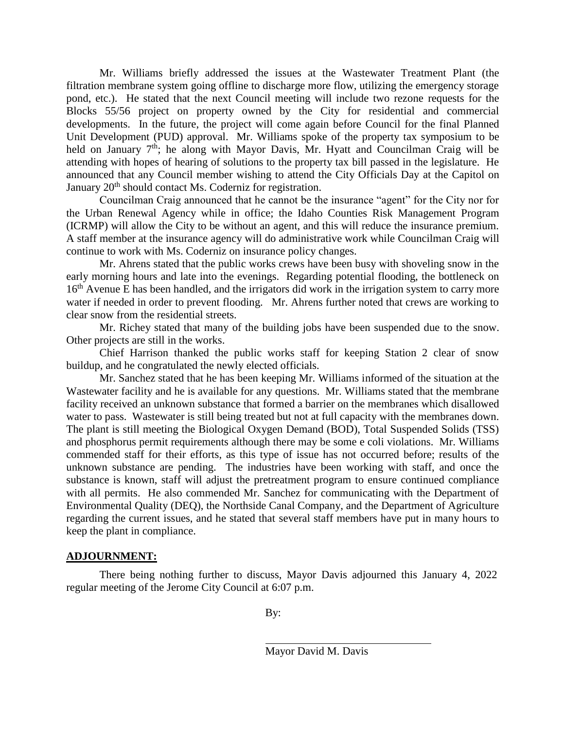Mr. Williams briefly addressed the issues at the Wastewater Treatment Plant (the filtration membrane system going offline to discharge more flow, utilizing the emergency storage pond, etc.). He stated that the next Council meeting will include two rezone requests for the Blocks 55/56 project on property owned by the City for residential and commercial developments. In the future, the project will come again before Council for the final Planned Unit Development (PUD) approval. Mr. Williams spoke of the property tax symposium to be held on January 7th; he along with Mayor Davis, Mr. Hyatt and Councilman Craig will be attending with hopes of hearing of solutions to the property tax bill passed in the legislature. He announced that any Council member wishing to attend the City Officials Day at the Capitol on January 20th should contact Ms. Coderniz for registration.

Councilman Craig announced that he cannot be the insurance "agent" for the City nor for the Urban Renewal Agency while in office; the Idaho Counties Risk Management Program (ICRMP) will allow the City to be without an agent, and this will reduce the insurance premium. A staff member at the insurance agency will do administrative work while Councilman Craig will continue to work with Ms. Coderniz on insurance policy changes.

Mr. Ahrens stated that the public works crews have been busy with shoveling snow in the early morning hours and late into the evenings. Regarding potential flooding, the bottleneck on 16th Avenue E has been handled, and the irrigators did work in the irrigation system to carry more water if needed in order to prevent flooding. Mr. Ahrens further noted that crews are working to clear snow from the residential streets.

Mr. Richey stated that many of the building jobs have been suspended due to the snow. Other projects are still in the works.

Chief Harrison thanked the public works staff for keeping Station 2 clear of snow buildup, and he congratulated the newly elected officials.

Mr. Sanchez stated that he has been keeping Mr. Williams informed of the situation at the Wastewater facility and he is available for any questions. Mr. Williams stated that the membrane facility received an unknown substance that formed a barrier on the membranes which disallowed water to pass. Wastewater is still being treated but not at full capacity with the membranes down. The plant is still meeting the Biological Oxygen Demand (BOD), Total Suspended Solids (TSS) and phosphorus permit requirements although there may be some e coli violations. Mr. Williams commended staff for their efforts, as this type of issue has not occurred before; results of the unknown substance are pending. The industries have been working with staff, and once the substance is known, staff will adjust the pretreatment program to ensure continued compliance with all permits. He also commended Mr. Sanchez for communicating with the Department of Environmental Quality (DEQ), the Northside Canal Company, and the Department of Agriculture regarding the current issues, and he stated that several staff members have put in many hours to keep the plant in compliance.

## ADJOURNMENT:

There being nothing further to discuss, Mayor Davis adjourned this January 4, 2022 regular meeting of the Jerome City Council at 6:07 p.m.

By:

\_\_\_\_\_\_\_\_\_\_\_\_\_\_\_\_\_\_\_\_\_\_\_\_\_\_\_\_\_\_\_\_

Mayor David M. Davis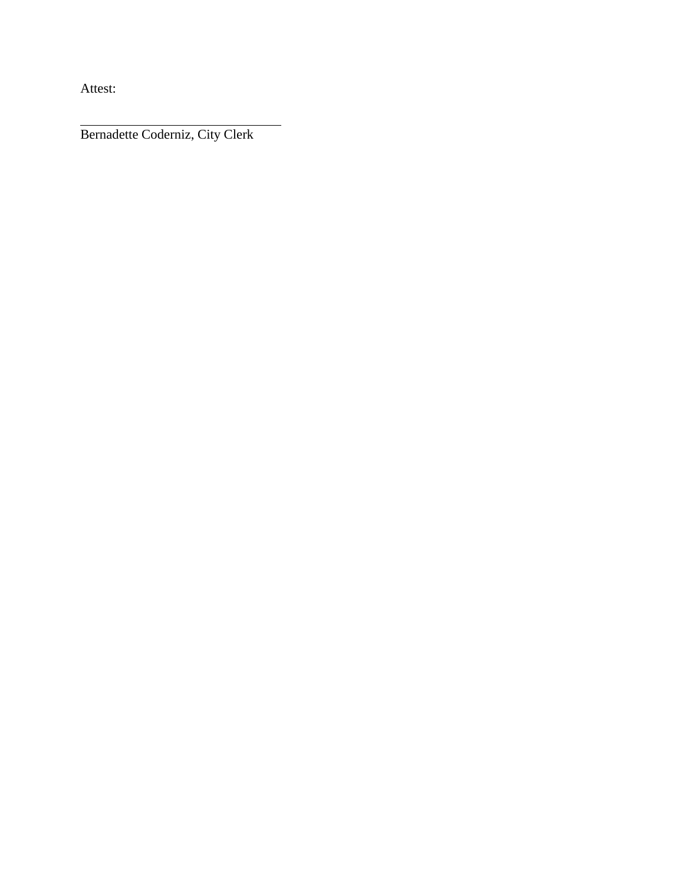Attest:

\_\_\_\_\_\_\_\_\_\_\_\_\_\_\_\_\_\_\_\_\_\_\_\_\_\_\_\_\_\_\_\_

Bernadette Coderniz, City Clerk